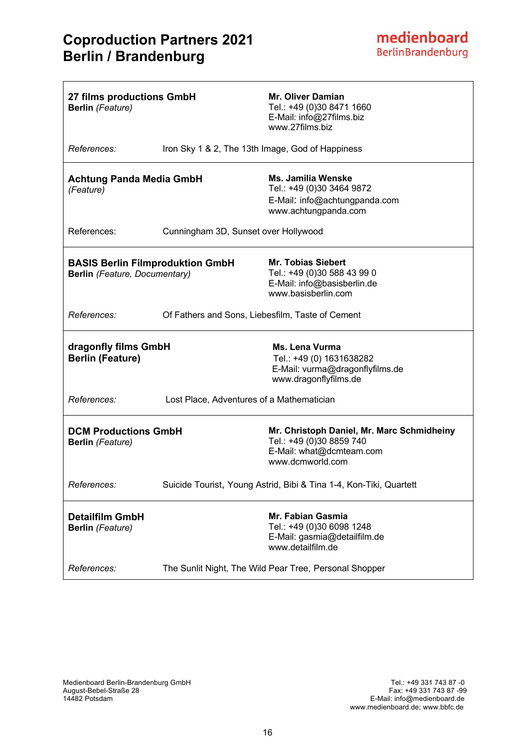# Coproduction Partners 2021
# Berlin / Brandenburg

medienboard
BerlinBrandenburg

---

**27 films productions GmbH**
**Berlin** *(Feature)*

**Mr. Oliver Damian**
Tel.: +49 (0)30 8471 1660
E-Mail: info@27films.biz
www.27films.biz

*References:* Iron Sky 1 & 2, The 13th Image, God of Happiness

---

**Achtung Panda Media GmbH**
*(Feature)*

**Ms. Jamilia Wenske**
Tel.: +49 (0)30 3464 9872
E-Mail: info@achtungpanda.com
www.achtungpanda.com

References: Cunningham 3D, Sunset over Hollywood

---

**BASIS Berlin Filmproduktion GmbH**
**Berlin** *(Feature, Documentary)*

**Mr. Tobias Siebert**
Tel.: +49 (0)30 588 43 99 0
E-Mail: info@basisberlin.de
www.basisberlin.com

*References:* Of Fathers and Sons, Liebesfilm, Taste of Cement

---

**dragonfly films GmbH**
**Berlin (Feature)**

**Ms. Lena Vurma**
Tel.: +49 (0) 1631638282
E-Mail: vurma@dragonflyfilms.de
www.dragonflyfilms.de

*References:* Lost Place, Adventures of a Mathematician

---

**DCM Productions GmbH**
**Berlin** *(Feature)*

**Mr. Christoph Daniel, Mr. Marc Schmidheiny**
Tel.: +49 (0)30 8859 740
E-Mail: what@dcmteam.com
www.dcmworld.com

*References:* Suicide Tourist, Young Astrid, Bibi & Tina 1-4, Kon-Tiki, Quartett

---

**Detailfilm GmbH**
**Berlin** *(Feature)*

**Mr. Fabian Gasmia**
Tel.: +49 (0)30 6098 1248
E-Mail: gasmia@detailfilm.de
www.detailfilm.de

*References:* The Sunlit Night, The Wild Pear Tree, Personal Shopper

---

Medienboard Berlin-Brandenburg GmbH
August-Bebel-Straße 28
14482 Potsdam

Tel.: +49 331 743 87 -0
Fax: +49 331 743 87 -99
E-Mail: info@medienboard.de
www.medienboard.de; www.bbfc.de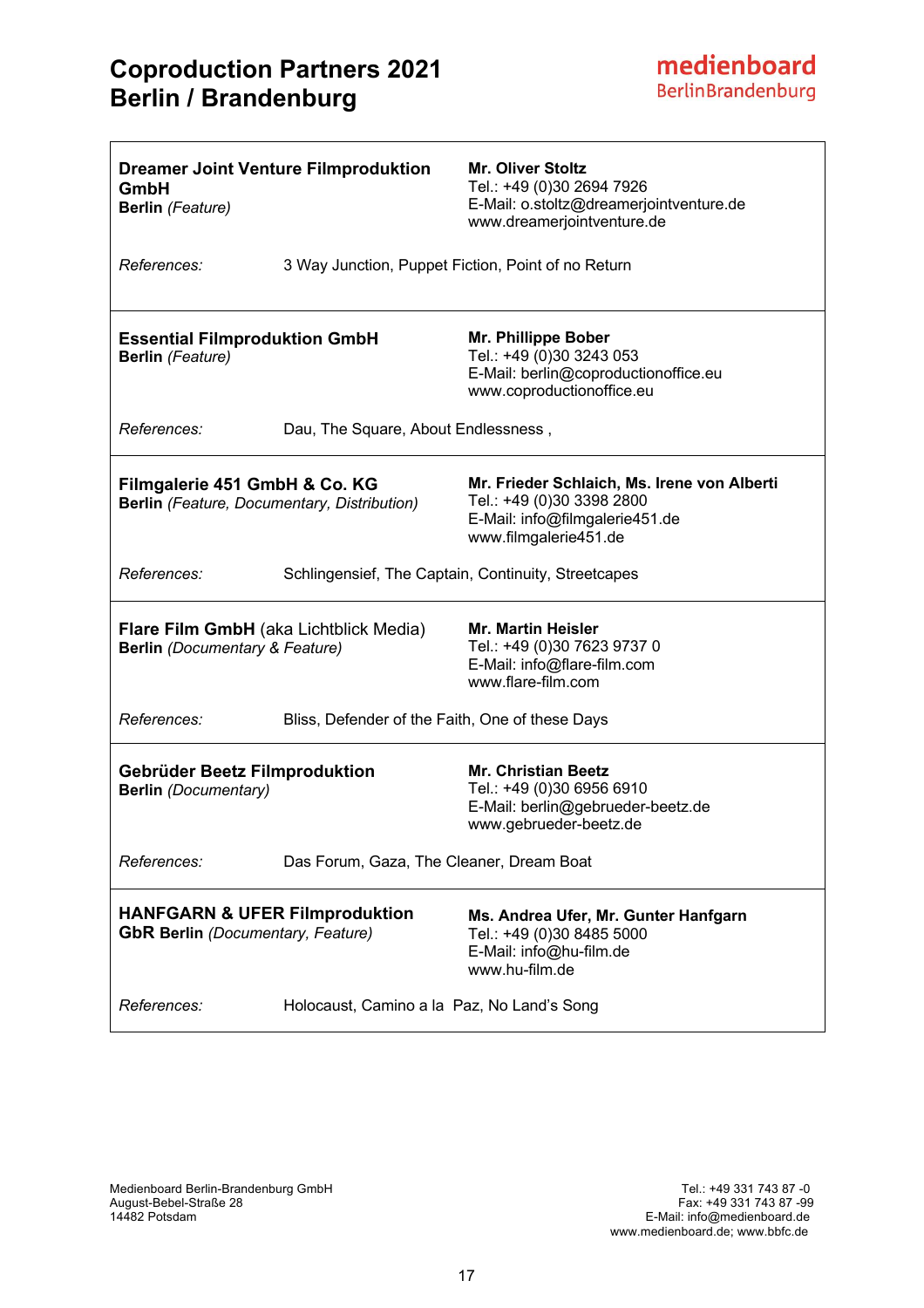# Coproduction Partners 2021
# Berlin / Brandenburg

medienboard BerlinBrandenburg

---

**Dreamer Joint Venture Filmproduktion GmbH**
**Berlin** *(Feature)*

**Mr. Oliver Stoltz**
Tel.: +49 (0)30 2694 7926
E-Mail: o.stoltz@dreamerjointventure.de
www.dreamerjointventure.de

*References:* 3 Way Junction, Puppet Fiction, Point of no Return

---

**Essential Filmproduktion GmbH**
**Berlin** *(Feature)*

**Mr. Phillippe Bober**
Tel.: +49 (0)30 3243 053
E-Mail: berlin@coproductionoffice.eu
www.coproductionoffice.eu

*References:* Dau, The Square, About Endlessness ,

---

**Filmgalerie 451 GmbH & Co. KG**
**Berlin** *(Feature, Documentary, Distribution)*

**Mr. Frieder Schlaich, Ms. Irene von Alberti**
Tel.: +49 (0)30 3398 2800
E-Mail: info@filmgalerie451.de
www.filmgalerie451.de

*References:* Schlingensief, The Captain, Continuity, Streetcapes

---

**Flare Film GmbH** (aka Lichtblick Media)
**Berlin** *(Documentary & Feature)*

**Mr. Martin Heisler**
Tel.: +49 (0)30 7623 9737 0
E-Mail: info@flare-film.com
www.flare-film.com

*References:* Bliss, Defender of the Faith, One of these Days

---

**Gebrüder Beetz Filmproduktion**
**Berlin** *(Documentary)*

**Mr. Christian Beetz**
Tel.: +49 (0)30 6956 6910
E-Mail: berlin@gebrueder-beetz.de
www.gebrueder-beetz.de

*References:* Das Forum, Gaza, The Cleaner, Dream Boat

---

**HANFGARN & UFER Filmproduktion GbR Berlin** *(Documentary, Feature)*

**Ms. Andrea Ufer, Mr. Gunter Hanfgarn**
Tel.: +49 (0)30 8485 5000
E-Mail: info@hu-film.de
www.hu-film.de

*References:* Holocaust, Camino a la Paz, No Land's Song

---

Medienboard Berlin-Brandenburg GmbH
August-Bebel-Straße 28
14482 Potsdam

Tel.: +49 331 743 87 -0
Fax: +49 331 743 87 -99
E-Mail: info@medienboard.de
www.medienboard.de; www.bbfc.de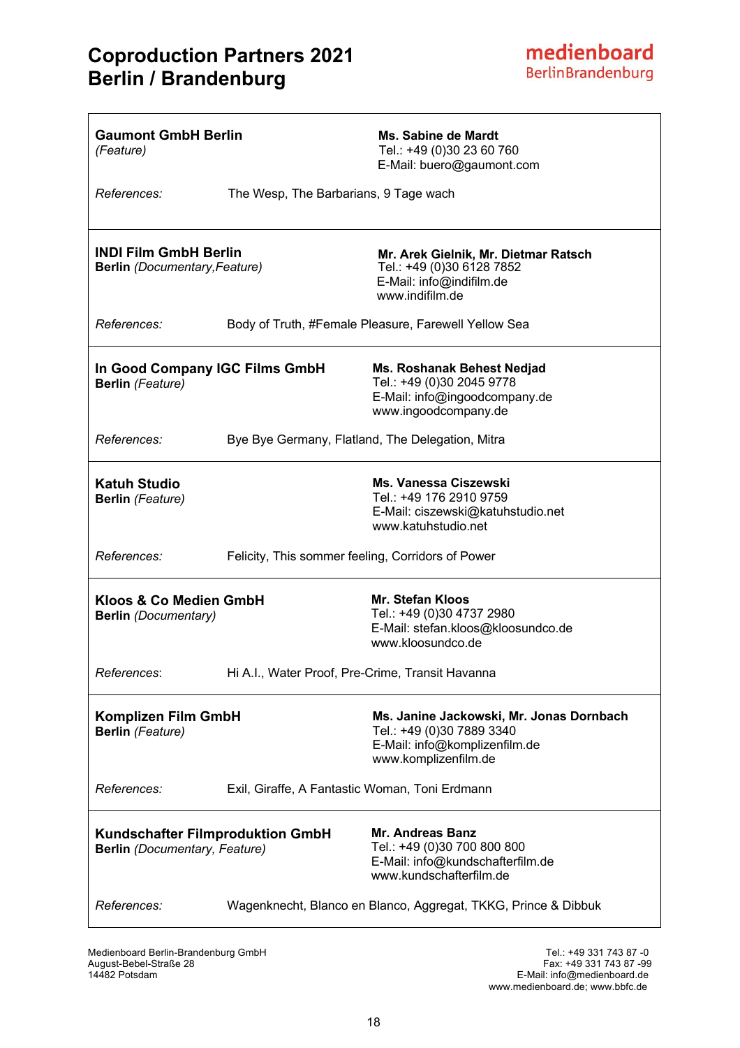# Coproduction Partners 2021
# Berlin / Brandenburg

---

**Gaumont GmbH Berlin**
*(Feature)*

**Ms. Sabine de Mardt**
Tel.: +49 (0)30 23 60 760
E-Mail: buero@gaumont.com

*References:* The Wesp, The Barbarians, 9 Tage wach

---

**INDI Film GmbH Berlin**
**Berlin** *(Documentary,Feature)*

**Mr. Arek Gielnik, Mr. Dietmar Ratsch**
Tel.: +49 (0)30 6128 7852
E-Mail: info@indifilm.de
www.indifilm.de

*References:* Body of Truth, #Female Pleasure, Farewell Yellow Sea

---

**In Good Company IGC Films GmbH**
**Berlin** *(Feature)*

**Ms. Roshanak Behest Nedjad**
Tel.: +49 (0)30 2045 9778
E-Mail: info@ingoodcompany.de
www.ingoodcompany.de

*References:* Bye Bye Germany, Flatland, The Delegation, Mitra

---

**Katuh Studio**
**Berlin** *(Feature)*

**Ms. Vanessa Ciszewski**
Tel.: +49 176 2910 9759
E-Mail: ciszewski@katuhstudio.net
www.katuhstudio.net

*References:* Felicity, This sommer feeling, Corridors of Power

---

**Kloos & Co Medien GmbH**
**Berlin** *(Documentary)*

**Mr. Stefan Kloos**
Tel.: +49 (0)30 4737 2980
E-Mail: stefan.kloos@kloosundco.de
www.kloosundco.de

*References*: Hi A.I., Water Proof, Pre-Crime, Transit Havanna

---

**Komplizen Film GmbH**
**Berlin** *(Feature)*

**Ms. Janine Jackowski, Mr. Jonas Dornbach**
Tel.: +49 (0)30 7889 3340
E-Mail: info@komplizenfilm.de
www.komplizenfilm.de

*References:* Exil, Giraffe, A Fantastic Woman, Toni Erdmann

---

**Kundschafter Filmproduktion GmbH**
**Berlin** *(Documentary, Feature)*

**Mr. Andreas Banz**
Tel.: +49 (0)30 700 800 800
E-Mail: info@kundschafterfilm.de
www.kundschafterfilm.de

*References:* Wagenknecht, Blanco en Blanco, Aggregat, TKKG, Prince & Dibbuk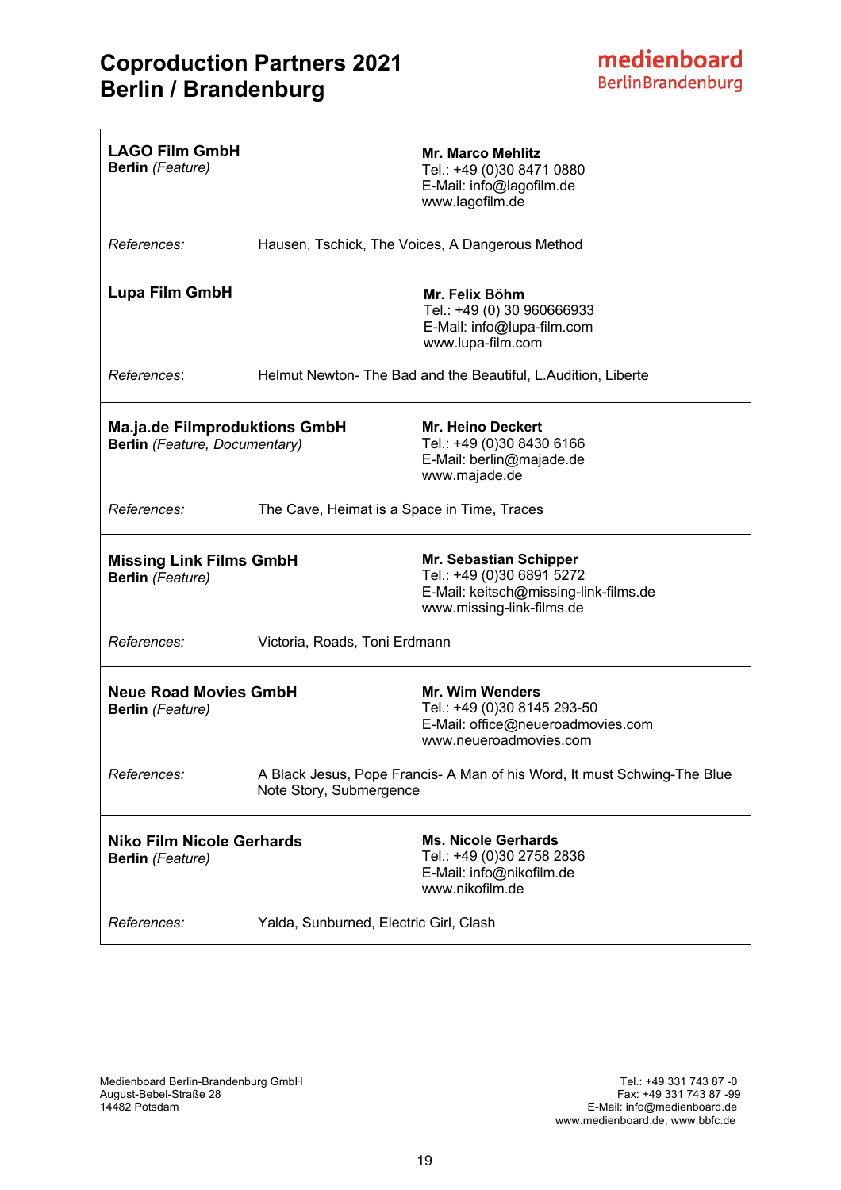# Coproduction Partners 2021
# Berlin / Brandenburg

**medienboard** BerlinBrandenburg

| | |
|---|---|
| **LAGO Film GmbH**<br>**Berlin** *(Feature)* | **Mr. Marco Mehlitz**<br>Tel.: +49 (0)30 8471 0880<br>E-Mail: info@lagofilm.de<br>www.lagofilm.de |
| *References:* | Hausen, Tschick, The Voices, A Dangerous Method |
| **Lupa Film GmbH** | **Mr. Felix Böhm**<br>Tel.: +49 (0) 30 960666933<br>E-Mail: info@lupa-film.com<br>www.lupa-film.com |
| *References*: | Helmut Newton- The Bad and the Beautiful, L.Audition, Liberte |
| **Ma.ja.de Filmproduktions GmbH**<br>**Berlin** *(Feature, Documentary)* | **Mr. Heino Deckert**<br>Tel.: +49 (0)30 8430 6166<br>E-Mail: berlin@majade.de<br>www.majade.de |
| *References:* | The Cave, Heimat is a Space in Time, Traces |
| **Missing Link Films GmbH**<br>**Berlin** *(Feature)* | **Mr. Sebastian Schipper**<br>Tel.: +49 (0)30 6891 5272<br>E-Mail: keitsch@missing-link-films.de<br>www.missing-link-films.de |
| *References:* | Victoria, Roads, Toni Erdmann |
| **Neue Road Movies GmbH**<br>**Berlin** *(Feature)* | **Mr. Wim Wenders**<br>Tel.: +49 (0)30 8145 293-50<br>E-Mail: office@neueroadmovies.com<br>www.neueroadmovies.com |
| *References:* | A Black Jesus, Pope Francis- A Man of his Word, It must Schwing-The Blue Note Story, Submergence |
| **Niko Film Nicole Gerhards**<br>**Berlin** *(Feature)* | **Ms. Nicole Gerhards**<br>Tel.: +49 (0)30 2758 2836<br>E-Mail: info@nikofilm.de<br>www.nikofilm.de |
| *References:* | Yalda, Sunburned, Electric Girl, Clash |

Medienboard Berlin-Brandenburg GmbH
August-Bebel-Straße 28
14482 Potsdam

Tel.: +49 331 743 87 -0
Fax: +49 331 743 87 -99
E-Mail: info@medienboard.de
www.medienboard.de; www.bbfc.de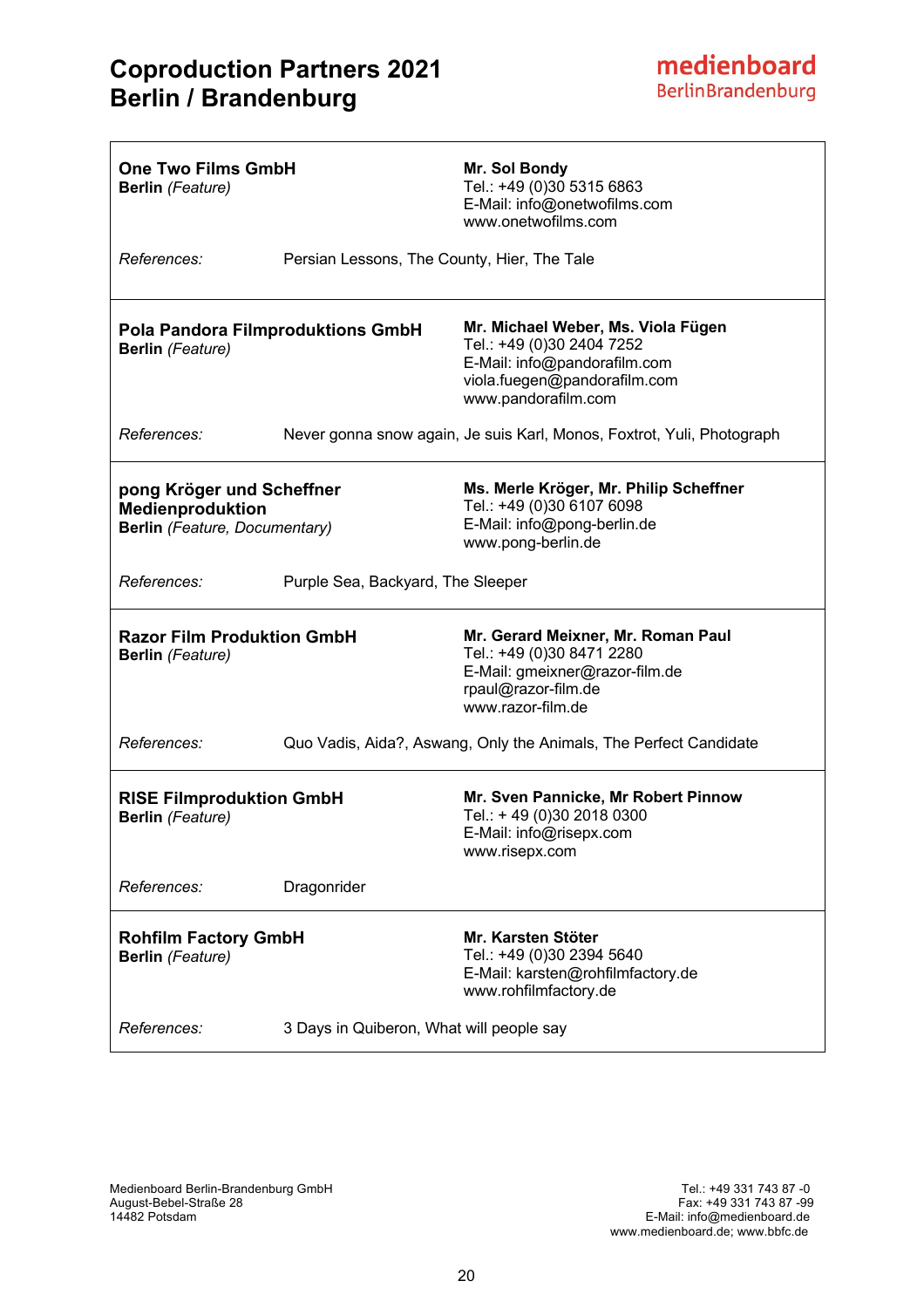# Coproduction Partners 2021
# Berlin / Brandenburg

medienboard
BerlinBrandenburg

---

**One Two Films GmbH**
**Berlin** *(Feature)*

**Mr. Sol Bondy**
Tel.: +49 (0)30 5315 6863
E-Mail: info@onetwofilms.com
www.onetwofilms.com

*References:* Persian Lessons, The County, Hier, The Tale

---

**Pola Pandora Filmproduktions GmbH**
**Berlin** *(Feature)*

**Mr. Michael Weber, Ms. Viola Fügen**
Tel.: +49 (0)30 2404 7252
E-Mail: info@pandorafilm.com
viola.fuegen@pandorafilm.com
www.pandorafilm.com

*References:* Never gonna snow again, Je suis Karl, Monos, Foxtrot, Yuli, Photograph

---

**pong Kröger und Scheffner Medienproduktion**
**Berlin** *(Feature, Documentary)*

**Ms. Merle Kröger, Mr. Philip Scheffner**
Tel.: +49 (0)30 6107 6098
E-Mail: info@pong-berlin.de
www.pong-berlin.de

*References:* Purple Sea, Backyard, The Sleeper

---

**Razor Film Produktion GmbH**
**Berlin** *(Feature)*

**Mr. Gerard Meixner, Mr. Roman Paul**
Tel.: +49 (0)30 8471 2280
E-Mail: gmeixner@razor-film.de
rpaul@razor-film.de
www.razor-film.de

*References:* Quo Vadis, Aida?, Aswang, Only the Animals, The Perfect Candidate

---

**RISE Filmproduktion GmbH**
**Berlin** *(Feature)*

**Mr. Sven Pannicke, Mr Robert Pinnow**
Tel.: + 49 (0)30 2018 0300
E-Mail: info@risepx.com
www.risepx.com

*References:* Dragonrider

---

**Rohfilm Factory GmbH**
**Berlin** *(Feature)*

**Mr. Karsten Stöter**
Tel.: +49 (0)30 2394 5640
E-Mail: karsten@rohfilmfactory.de
www.rohfilmfactory.de

*References:* 3 Days in Quiberon, What will people say

---

Medienboard Berlin-Brandenburg GmbH
August-Bebel-Straße 28
14482 Potsdam

Tel.: +49 331 743 87 -0
Fax: +49 331 743 87 -99
E-Mail: info@medienboard.de
www.medienboard.de; www.bbfc.de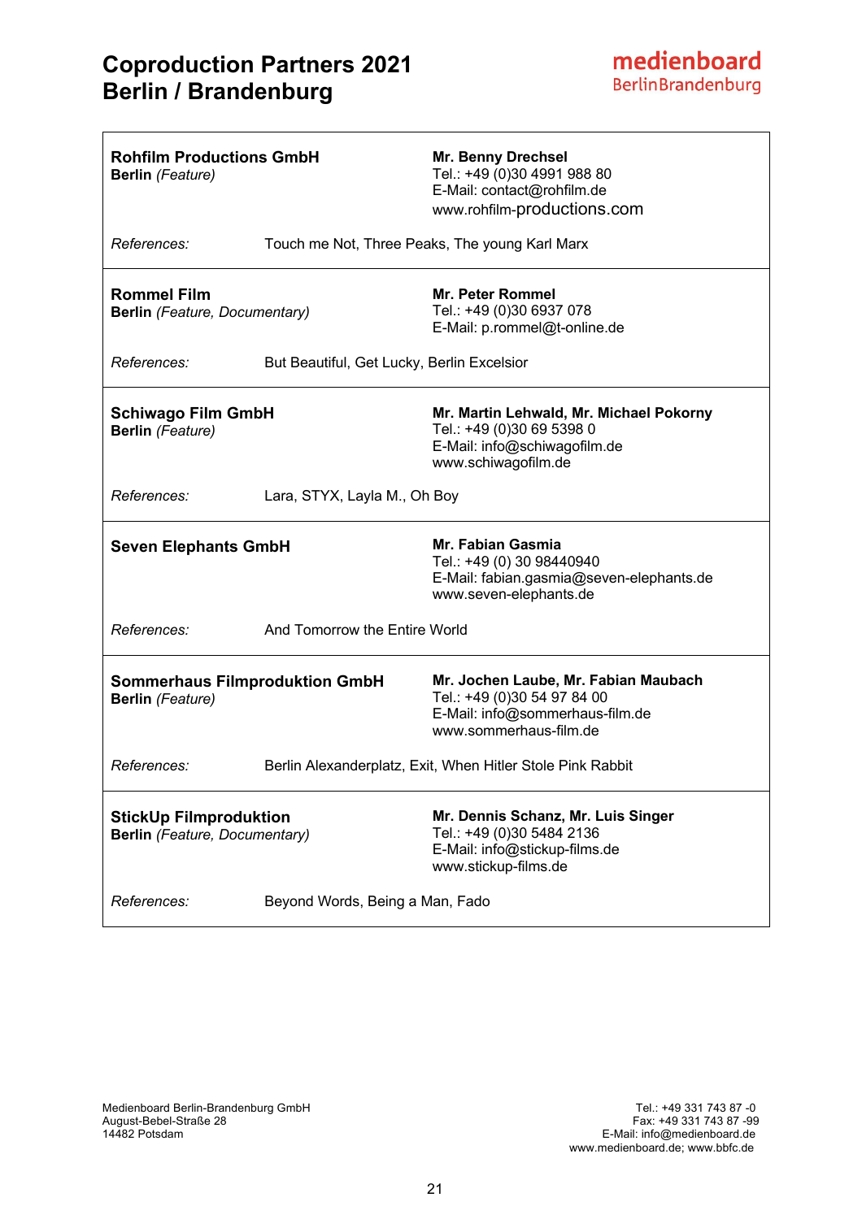# Coproduction Partners 2021
# Berlin / Brandenburg

medienboard
BerlinBrandenburg

---

**Rohfilm Productions GmbH**
**Berlin** *(Feature)*

**Mr. Benny Drechsel**
Tel.: +49 (0)30 4991 988 80
E-Mail: contact@rohfilm.de
www.rohfilm-productions.com

*References:* Touch me Not, Three Peaks, The young Karl Marx

---

**Rommel Film**
**Berlin** *(Feature, Documentary)*

**Mr. Peter Rommel**
Tel.: +49 (0)30 6937 078
E-Mail: p.rommel@t-online.de

*References:* But Beautiful, Get Lucky, Berlin Excelsior

---

**Schiwago Film GmbH**
**Berlin** *(Feature)*

**Mr. Martin Lehwald, Mr. Michael Pokorny**
Tel.: +49 (0)30 69 5398 0
E-Mail: info@schiwagofilm.de
www.schiwagofilm.de

*References:* Lara, STYX, Layla M., Oh Boy

---

**Seven Elephants GmbH**

**Mr. Fabian Gasmia**
Tel.: +49 (0) 30 98440940
E-Mail: fabian.gasmia@seven-elephants.de
www.seven-elephants.de

*References:* And Tomorrow the Entire World

---

**Sommerhaus Filmproduktion GmbH**
**Berlin** *(Feature)*

**Mr. Jochen Laube, Mr. Fabian Maubach**
Tel.: +49 (0)30 54 97 84 00
E-Mail: info@sommerhaus-film.de
www.sommerhaus-film.de

*References:* Berlin Alexanderplatz, Exit, When Hitler Stole Pink Rabbit

---

**StickUp Filmproduktion**
**Berlin** *(Feature, Documentary)*

**Mr. Dennis Schanz, Mr. Luis Singer**
Tel.: +49 (0)30 5484 2136
E-Mail: info@stickup-films.de
www.stickup-films.de

*References:* Beyond Words, Being a Man, Fado

---

Medienboard Berlin-Brandenburg GmbH
August-Bebel-Straße 28
14482 Potsdam

Tel.: +49 331 743 87 -0
Fax: +49 331 743 87 -99
E-Mail: info@medienboard.de
www.medienboard.de; www.bbfc.de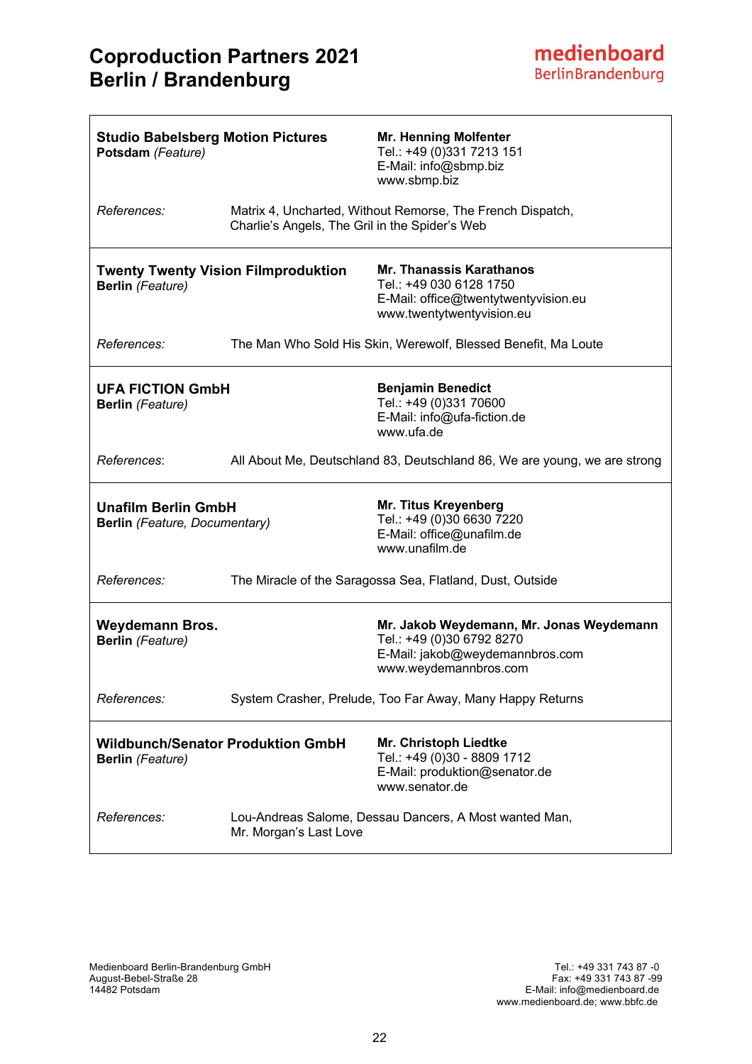# Coproduction Partners 2021
# Berlin / Brandenburg

**medienboard**
BerlinBrandenburg

---

**Studio Babelsberg Motion Pictures**
**Potsdam** *(Feature)*

**Mr. Henning Molfenter**
Tel.: +49 (0)331 7213 151
E-Mail: info@sbmp.biz
www.sbmp.biz

*References:* Matrix 4, Uncharted, Without Remorse, The French Dispatch, Charlie's Angels, The Gril in the Spider's Web

---

**Twenty Twenty Vision Filmproduktion**
**Berlin** *(Feature)*

**Mr. Thanassis Karathanos**
Tel.: +49 030 6128 1750
E-Mail: office@twentytwentyvision.eu
www.twentytwentyvision.eu

*References:* The Man Who Sold His Skin, Werewolf, Blessed Benefit, Ma Loute

---

**UFA FICTION GmbH**
**Berlin** *(Feature)*

**Benjamin Benedict**
Tel.: +49 (0)331 70600
E-Mail: info@ufa-fiction.de
www.ufa.de

*References*: All About Me, Deutschland 83, Deutschland 86, We are young, we are strong

---

**Unafilm Berlin GmbH**
**Berlin** *(Feature, Documentary)*

**Mr. Titus Kreyenberg**
Tel.: +49 (0)30 6630 7220
E-Mail: office@unafilm.de
www.unafilm.de

*References:* The Miracle of the Saragossa Sea, Flatland, Dust, Outside

---

**Weydemann Bros.**
**Berlin** *(Feature)*

**Mr. Jakob Weydemann, Mr. Jonas Weydemann**
Tel.: +49 (0)30 6792 8270
E-Mail: jakob@weydemannbros.com
www.weydemannbros.com

*References:* System Crasher, Prelude, Too Far Away, Many Happy Returns

---

**Wildbunch/Senator Produktion GmbH**
**Berlin** *(Feature)*

**Mr. Christoph Liedtke**
Tel.: +49 (0)30 - 8809 1712
E-Mail: produktion@senator.de
www.senator.de

*References:* Lou-Andreas Salome, Dessau Dancers, A Most wanted Man, Mr. Morgan's Last Love

---

Medienboard Berlin-Brandenburg GmbH
August-Bebel-Straße 28
14482 Potsdam

Tel.: +49 331 743 87 -0
Fax: +49 331 743 87 -99
E-Mail: info@medienboard.de
www.medienboard.de; www.bbfc.de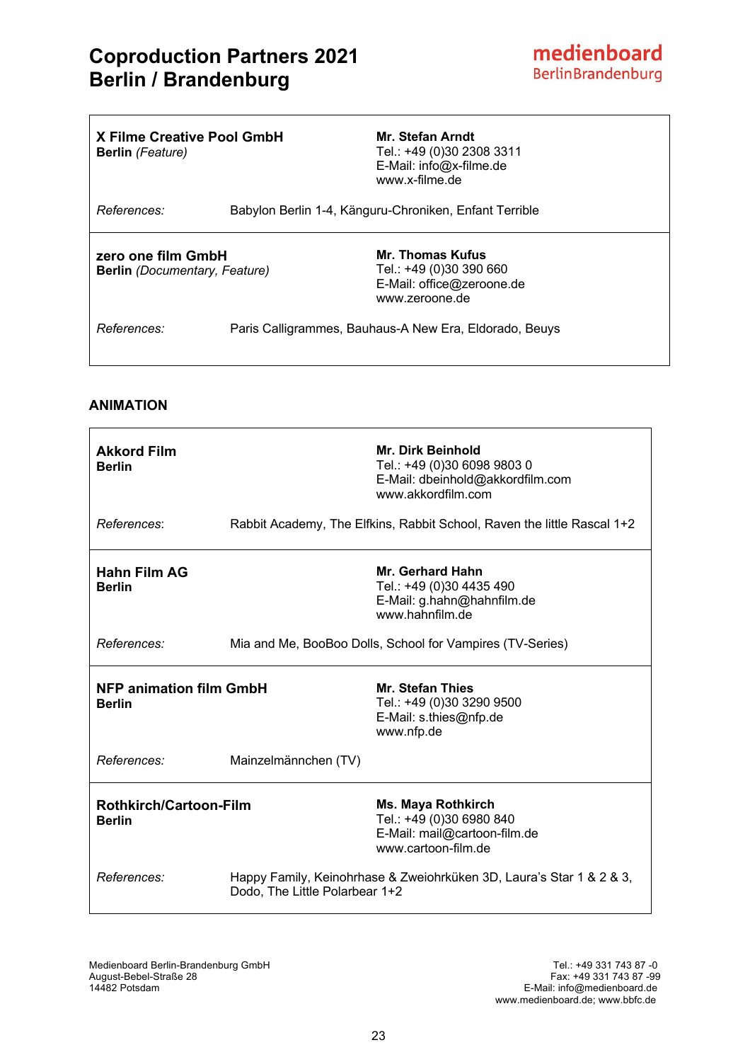# Coproduction Partners 2021
# Berlin / Brandenburg

| | |
|---|---|
| **X Filme Creative Pool GmbH**<br>**Berlin** *(Feature)* | **Mr. Stefan Arndt**<br>Tel.: +49 (0)30 2308 3311<br>E-Mail: info@x-filme.de<br>www.x-filme.de |
| *References:* | Babylon Berlin 1-4, Känguru-Chroniken, Enfant Terrible |
| **zero one film GmbH**<br>**Berlin** *(Documentary, Feature)* | **Mr. Thomas Kufus**<br>Tel.: +49 (0)30 390 660<br>E-Mail: office@zeroone.de<br>www.zeroone.de |
| *References:* | Paris Calligrammes, Bauhaus-A New Era, Eldorado, Beuys |

## ANIMATION

| | |
|---|---|
| **Akkord Film**<br>**Berlin** | **Mr. Dirk Beinhold**<br>Tel.: +49 (0)30 6098 9803 0<br>E-Mail: dbeinhold@akkordfilm.com<br>www.akkordfilm.com |
| *References*: | Rabbit Academy, The Elfkins, Rabbit School, Raven the little Rascal 1+2 |
| **Hahn Film AG**<br>**Berlin** | **Mr. Gerhard Hahn**<br>Tel.: +49 (0)30 4435 490<br>E-Mail: g.hahn@hahnfilm.de<br>www.hahnfilm.de |
| *References:* | Mia and Me, BooBoo Dolls, School for Vampires (TV-Series) |
| **NFP animation film GmbH**<br>**Berlin** | **Mr. Stefan Thies**<br>Tel.: +49 (0)30 3290 9500<br>E-Mail: s.thies@nfp.de<br>www.nfp.de |
| *References:* | Mainzelmännchen (TV) |
| **Rothkirch/Cartoon-Film**<br>**Berlin** | **Ms. Maya Rothkirch**<br>Tel.: +49 (0)30 6980 840<br>E-Mail: mail@cartoon-film.de<br>www.cartoon-film.de |
| *References:* | Happy Family, Keinohrhase & Zweiohrküken 3D, Laura's Star 1 & 2 & 3, Dodo, The Little Polarbear 1+2 |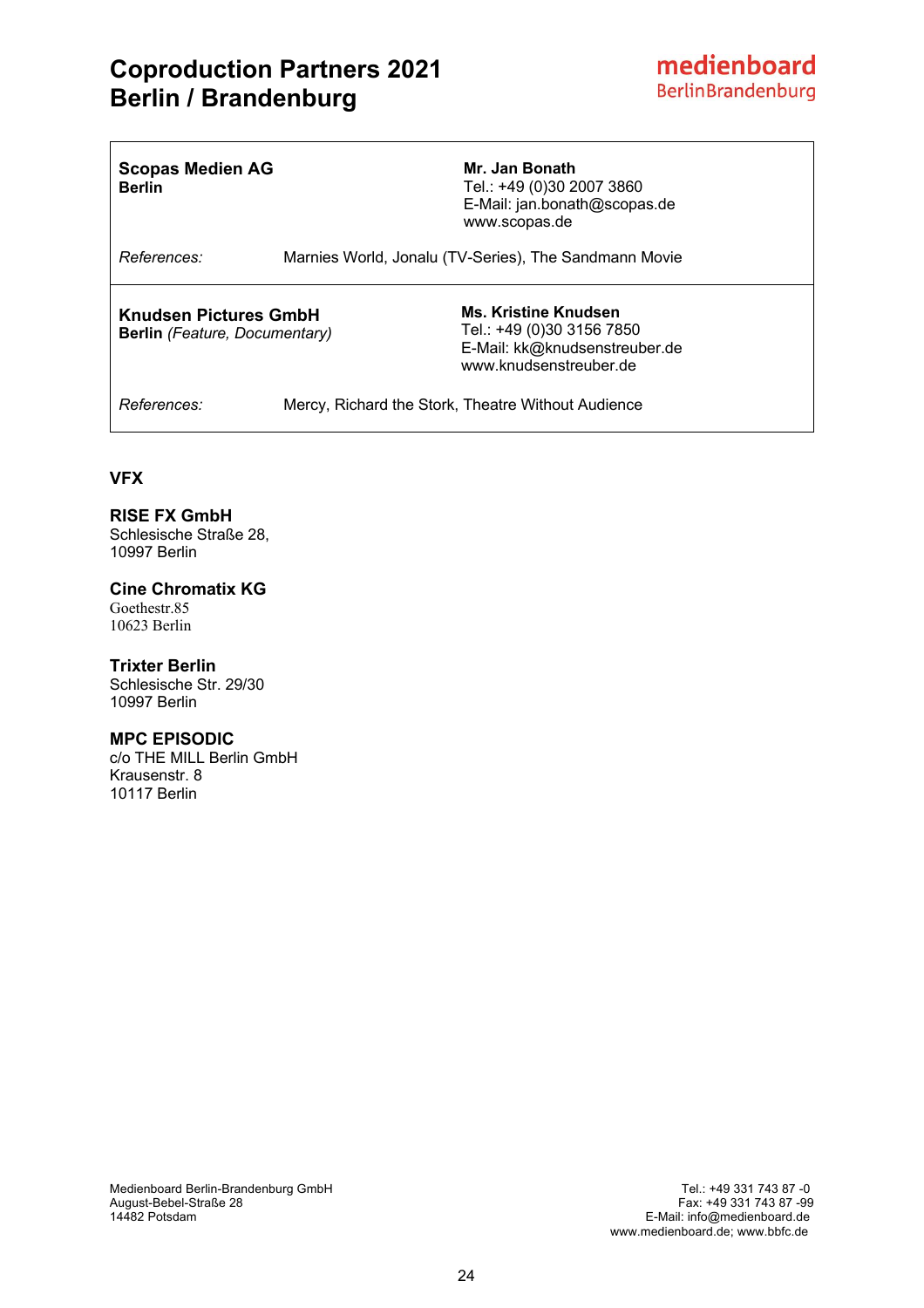| | | |
|---|---|---|
| **Scopas Medien AG**<br>**Berlin** | | **Mr. Jan Bonath**<br>Tel.: +49 (0)30 2007 3860<br>E-Mail: jan.bonath@scopas.de<br>www.scopas.de |
| *References:* | Marnies World, Jonalu (TV-Series), The Sandmann Movie | |
| **Knudsen Pictures GmbH**<br>**Berlin** *(Feature, Documentary)* | | **Ms. Kristine Knudsen**<br>Tel.: +49 (0)30 3156 7850<br>E-Mail: kk@knudsenstreuber.de<br>www.knudsenstreuber.de |
| *References:* | Mercy, Richard the Stork, Theatre Without Audience | |

## VFX

**RISE FX GmbH**
Schlesische Straße 28,
10997 Berlin

**Cine Chromatix KG**
Goethestr.85
10623 Berlin

**Trixter Berlin**
Schlesische Str. 29/30
10997 Berlin

**MPC EPISODIC**
c/o THE MILL Berlin GmbH
Krausenstr. 8
10117 Berlin